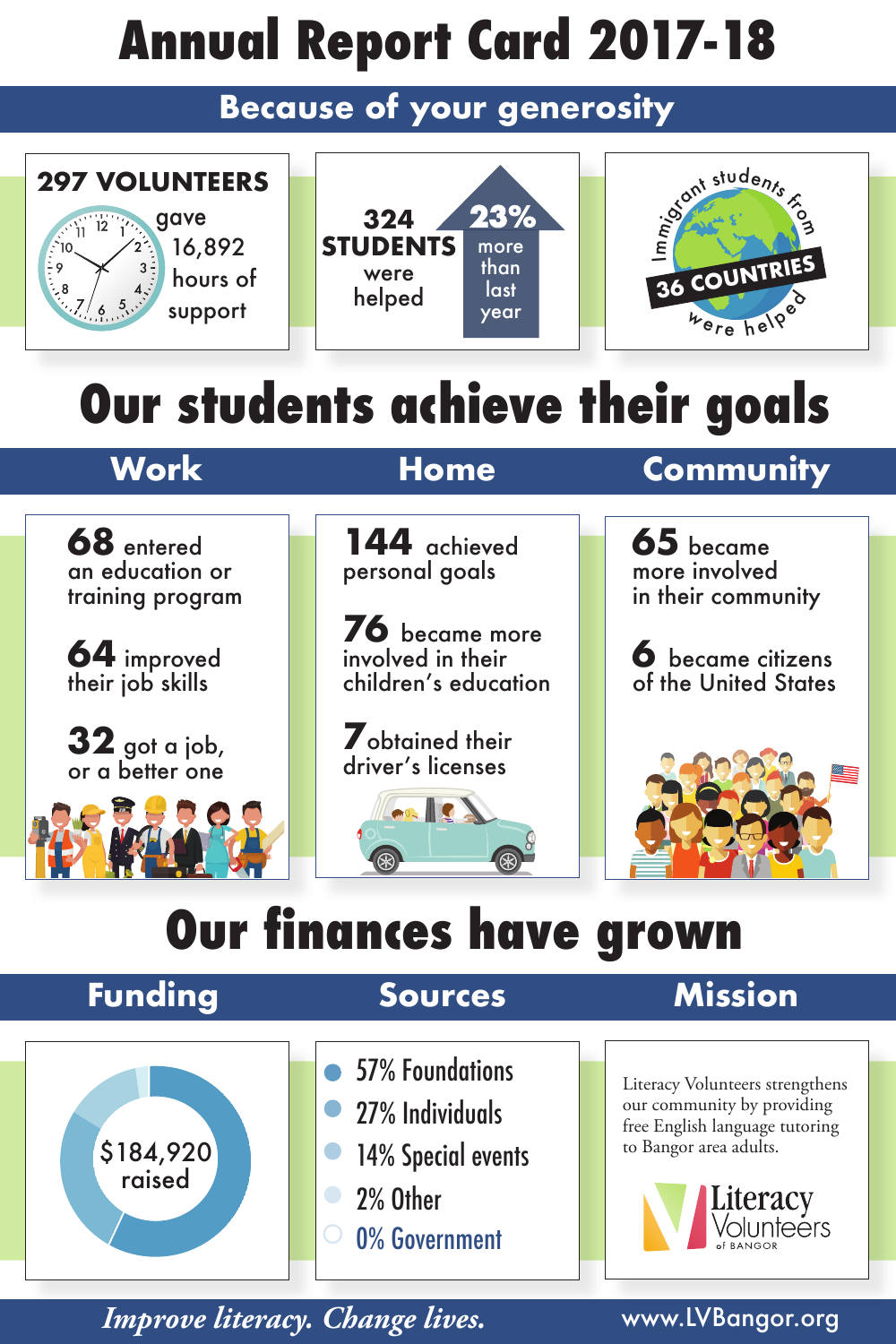# Annual Report Card 2017-18

## Because of your generosity

**297 VOLUNTEERS** gave 16,892 hours of support

**324 STUDENTS** were helped — **23%** more than last year

Immigrant students from **36 COUNTRIES** were helped

# Our students achieve their goals

## Work

**68** entered an education or training program

**64** improved their job skills

**32** got a job, or a better one

## Home

**144** achieved personal goals

**76** became more involved in their children's education

**7** obtained their driver's licenses

## Community

**65** became more involved in their community

**6** became citizens of the United States

# Our finances have grown

## Funding

$184,920 raised

## Sources

- 57% Foundations
- 27% Individuals
- 14% Special events
- 2% Other
- 0% Government

## Mission

Literacy Volunteers strengthens our community by providing free English language tutoring to Bangor area adults.

Literacy Volunteers of BANGOR

*Improve literacy. Change lives.*

www.LVBangor.org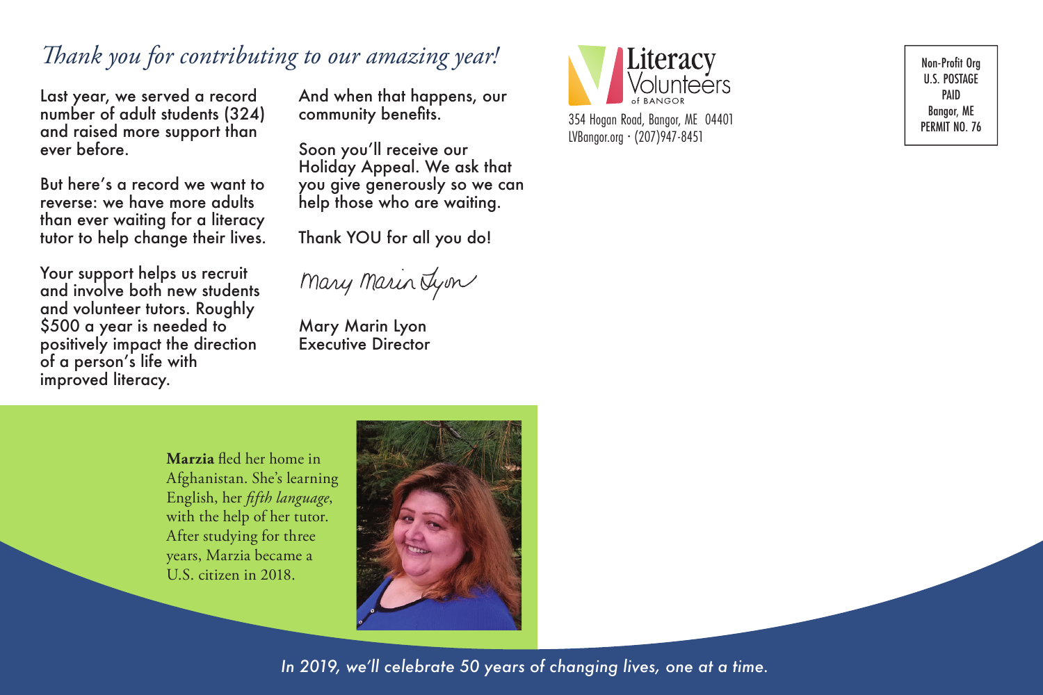*Thank you for contributing to our amazing year!*

Last year, we served a record number of adult students (324) and raised more support than ever before.

But here's a record we want to reverse: we have more adults than ever waiting for a literacy tutor to help change their lives.

Your support helps us recruit and involve both new students and volunteer tutors. Roughly $500 a year is needed to positively impact the direction of a person's life with improved literacy.

And when that happens, our community benefits.

Soon you'll receive our Holiday Appeal. We ask that you give generously so we can help those who are waiting.

Thank YOU for all you do!

Mary Marin Lyon

Mary Marin Lyon
Executive Director

Literacy Volunteers of BANGOR
354 Hogan Road, Bangor, ME 04401
LVBangor.org · (207)947-8451

Non-Profit Org
U.S. POSTAGE
PAID
Bangor, ME
PERMIT NO. 76

**Marzia** fled her home in Afghanistan. She's learning English, her *fifth language*, with the help of her tutor. After studying for three years, Marzia became a U.S. citizen in 2018.

*In 2019, we'll celebrate 50 years of changing lives, one at a time.*